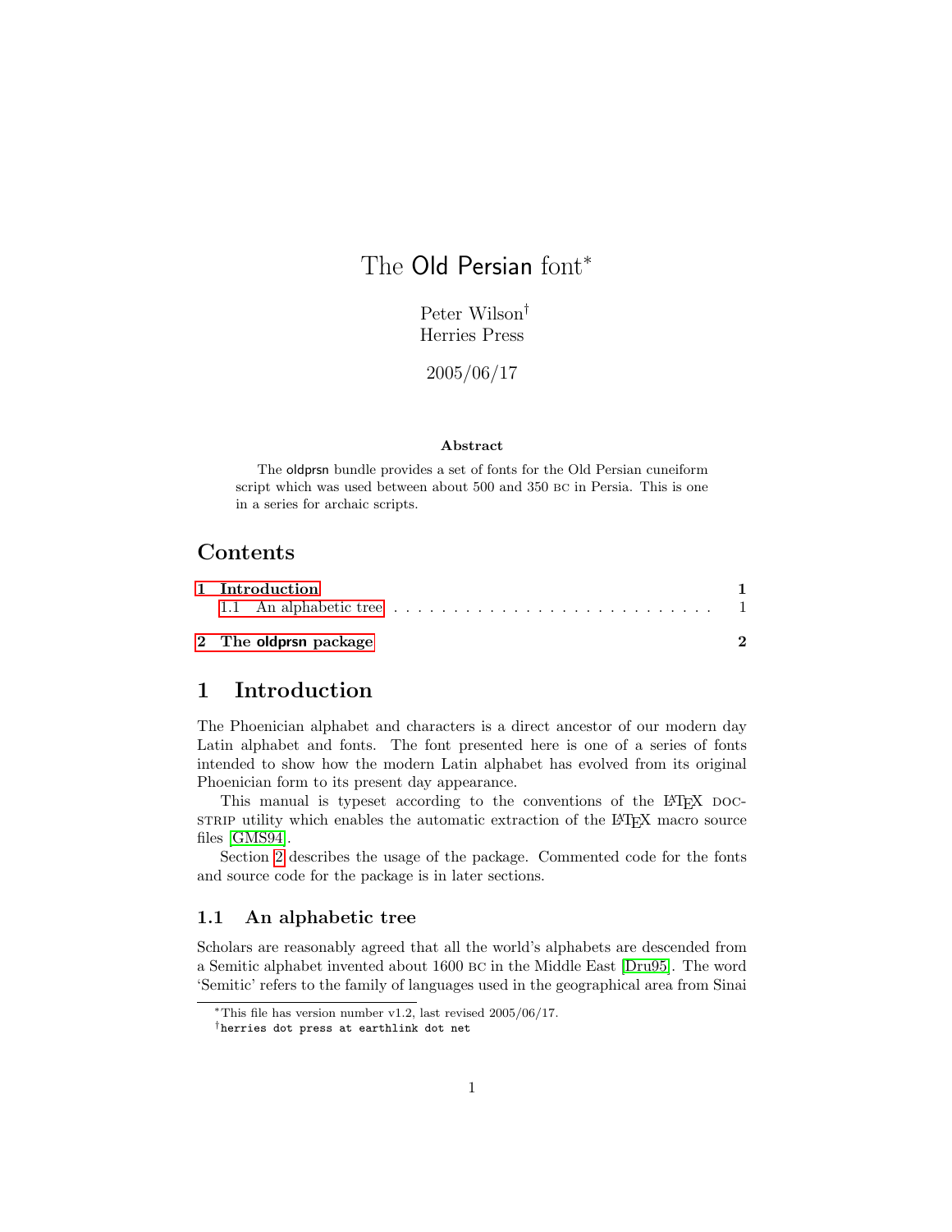# The Old Persian font[*]

Peter Wilson[†]
Herries Press

2005/06/17

**Abstract**

The oldprsn bundle provides a set of fonts for the Old Persian cuneiform script which was used between about 500 and 350 BC in Persia. This is one in a series for archaic scripts.

## Contents

1 Introduction — 1
  1.1 An alphabetic tree — 1

2 The oldprsn package — 2

## 1 Introduction

The Phoenician alphabet and characters is a direct ancestor of our modern day Latin alphabet and fonts. The font presented here is one of a series of fonts intended to show how the modern Latin alphabet has evolved from its original Phoenician form to its present day appearance.

This manual is typeset according to the conventions of the LaTeX DOCSTRIP utility which enables the automatic extraction of the LaTeX macro source files [GMS94].

Section 2 describes the usage of the package. Commented code for the fonts and source code for the package is in later sections.

### 1.1 An alphabetic tree

Scholars are reasonably agreed that all the world's alphabets are descended from a Semitic alphabet invented about 1600 BC in the Middle East [Dru95]. The word 'Semitic' refers to the family of languages used in the geographical area from Sinai

[*]This file has version number v1.2, last revised 2005/06/17.
[†]herries dot press at earthlink dot net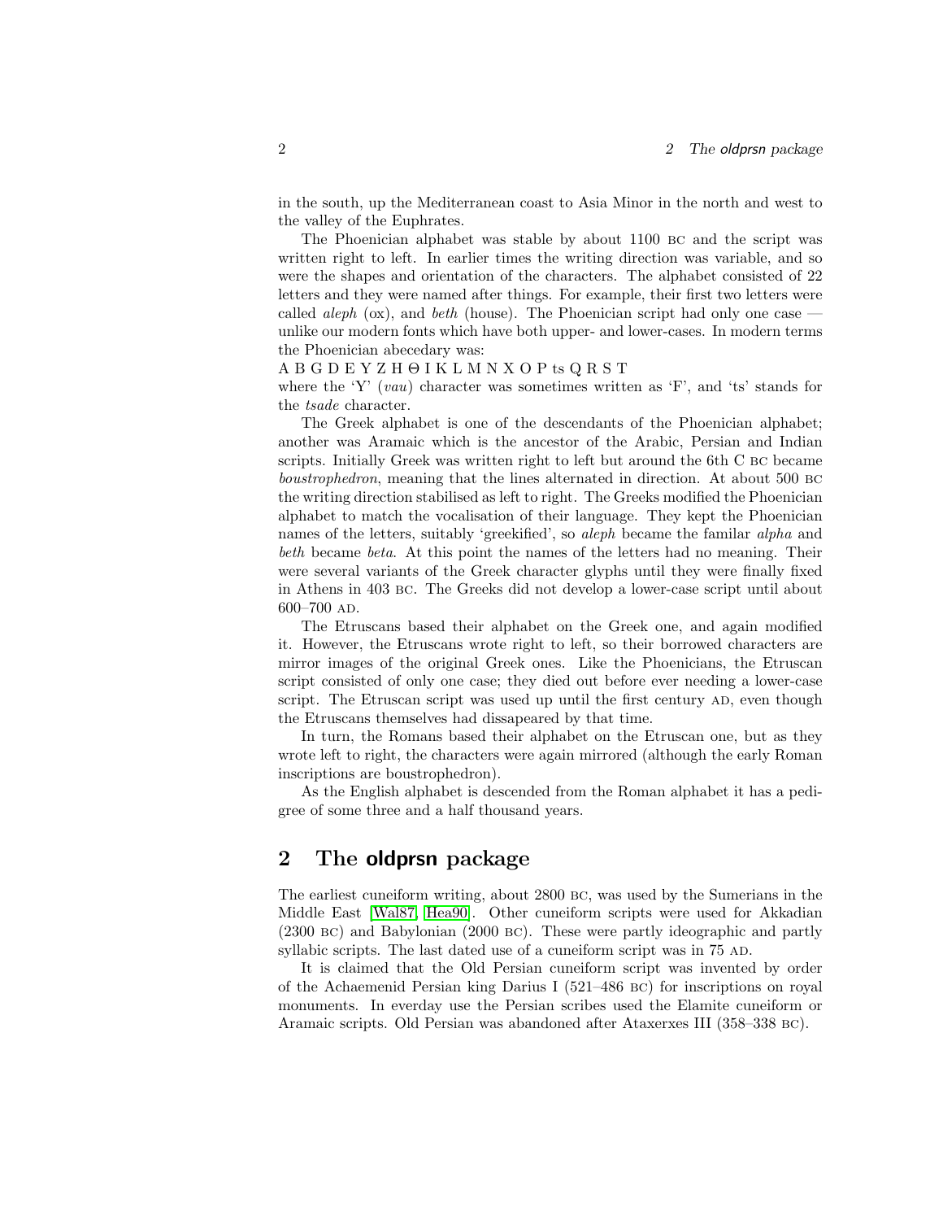in the south, up the Mediterranean coast to Asia Minor in the north and west to the valley of the Euphrates.

The Phoenician alphabet was stable by about 1100 BC and the script was written right to left. In earlier times the writing direction was variable, and so were the shapes and orientation of the characters. The alphabet consisted of 22 letters and they were named after things. For example, their first two letters were called *aleph* (ox), and *beth* (house). The Phoenician script had only one case — unlike our modern fonts which have both upper- and lower-cases. In modern terms the Phoenician abecedary was:

A B G D E Y Z H Θ I K L M N X O P ts Q R S T

where the 'Y' (*vau*) character was sometimes written as 'F', and 'ts' stands for the *tsade* character.

The Greek alphabet is one of the descendants of the Phoenician alphabet; another was Aramaic which is the ancestor of the Arabic, Persian and Indian scripts. Initially Greek was written right to left but around the 6th C BC became *boustrophedron*, meaning that the lines alternated in direction. At about 500 BC the writing direction stabilised as left to right. The Greeks modified the Phoenician alphabet to match the vocalisation of their language. They kept the Phoenician names of the letters, suitably 'greekified', so *aleph* became the familar *alpha* and *beth* became *beta*. At this point the names of the letters had no meaning. Their were several variants of the Greek character glyphs until they were finally fixed in Athens in 403 BC. The Greeks did not develop a lower-case script until about 600–700 AD.

The Etruscans based their alphabet on the Greek one, and again modified it. However, the Etruscans wrote right to left, so their borrowed characters are mirror images of the original Greek ones. Like the Phoenicians, the Etruscan script consisted of only one case; they died out before ever needing a lower-case script. The Etruscan script was used up until the first century AD, even though the Etruscans themselves had dissapeared by that time.

In turn, the Romans based their alphabet on the Etruscan one, but as they wrote left to right, the characters were again mirrored (although the early Roman inscriptions are boustrophedron).

As the English alphabet is descended from the Roman alphabet it has a pedigree of some three and a half thousand years.

## 2 The **oldprsn** package

The earliest cuneiform writing, about 2800 BC, was used by the Sumerians in the Middle East [Wal87, Hea90]. Other cuneiform scripts were used for Akkadian (2300 BC) and Babylonian (2000 BC). These were partly ideographic and partly syllabic scripts. The last dated use of a cuneiform script was in 75 AD.

It is claimed that the Old Persian cuneiform script was invented by order of the Achaemenid Persian king Darius I (521–486 BC) for inscriptions on royal monuments. In everday use the Persian scribes used the Elamite cuneiform or Aramaic scripts. Old Persian was abandoned after Ataxerxes III (358–338 BC).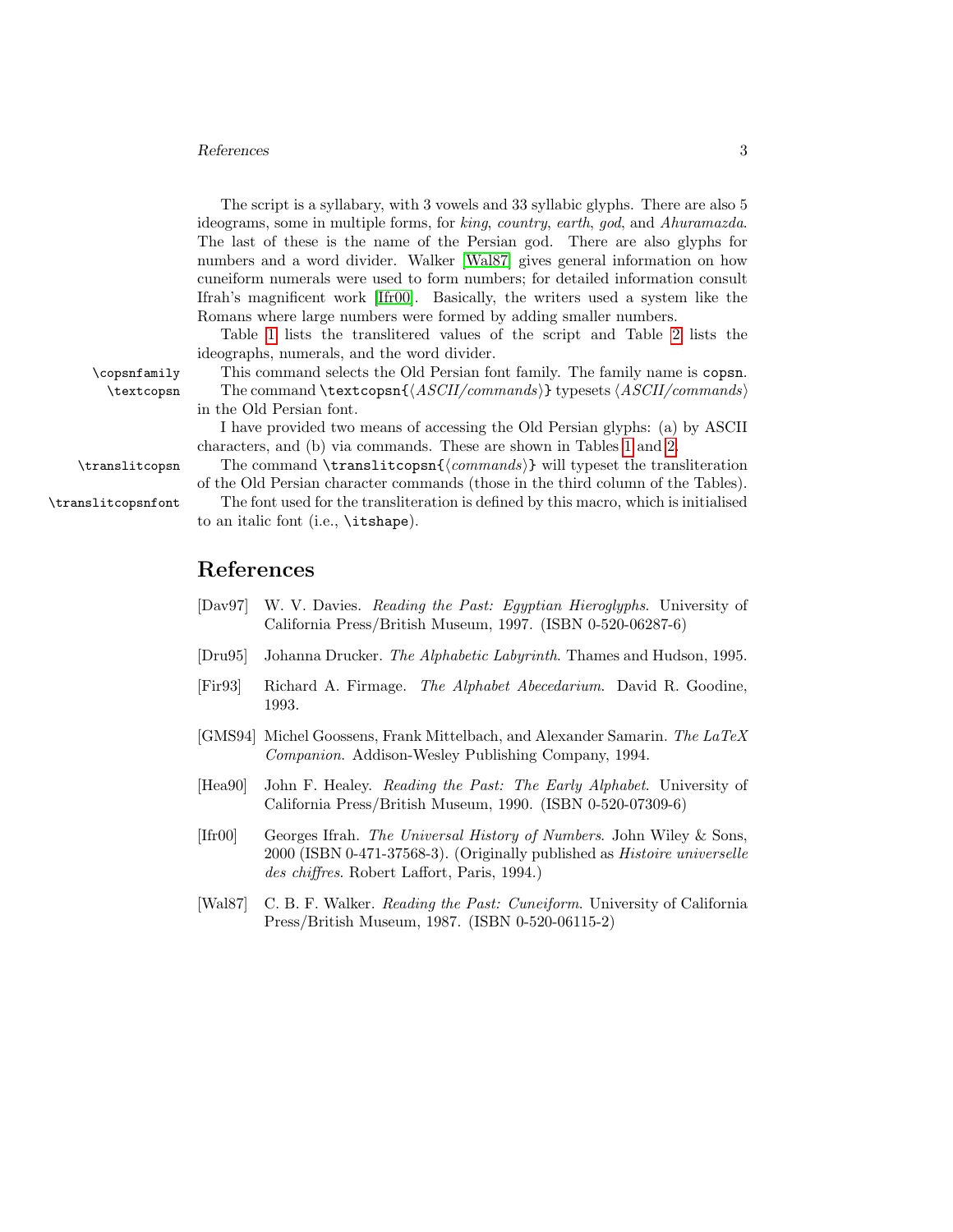The script is a syllabary, with 3 vowels and 33 syllabic glyphs. There are also 5 ideograms, some in multiple forms, for *king*, *country*, *earth*, *god*, and *Ahuramazda*. The last of these is the name of the Persian god. There are also glyphs for numbers and a word divider. Walker [Wal87] gives general information on how cuneiform numerals were used to form numbers; for detailed information consult Ifrah's magnificent work [Ifr00]. Basically, the writers used a system like the Romans where large numbers were formed by adding smaller numbers.

Table 1 lists the translitered values of the script and Table 2 lists the ideographs, numerals, and the word divider.

`\copsnfamily` This command selects the Old Persian font family. The family name is `copsn`.

`\textcopsn` The command `\textcopsn{`⟨*ASCII/commands*⟩`}` typesets ⟨*ASCII/commands*⟩ in the Old Persian font.

I have provided two means of accessing the Old Persian glyphs: (a) by ASCII characters, and (b) via commands. These are shown in Tables 1 and 2.

`\translitcopsn` The command `\translitcopsn{`⟨*commands*⟩`}` will typeset the transliteration of the Old Persian character commands (those in the third column of the Tables).

`\translitcopsnfont` The font used for the transliteration is defined by this macro, which is initialised to an italic font (i.e., `\itshape`).

# References

[Dav97] W. V. Davies. *Reading the Past: Egyptian Hieroglyphs*. University of California Press/British Museum, 1997. (ISBN 0-520-06287-6)

[Dru95] Johanna Drucker. *The Alphabetic Labyrinth*. Thames and Hudson, 1995.

[Fir93] Richard A. Firmage. *The Alphabet Abecedarium*. David R. Goodine, 1993.

[GMS94] Michel Goossens, Frank Mittelbach, and Alexander Samarin. *The LaTeX Companion*. Addison-Wesley Publishing Company, 1994.

[Hea90] John F. Healey. *Reading the Past: The Early Alphabet*. University of California Press/British Museum, 1990. (ISBN 0-520-07309-6)

[Ifr00] Georges Ifrah. *The Universal History of Numbers*. John Wiley & Sons, 2000 (ISBN 0-471-37568-3). (Originally published as *Histoire universelle des chiffres*. Robert Laffort, Paris, 1994.)

[Wal87] C. B. F. Walker. *Reading the Past: Cuneiform*. University of California Press/British Museum, 1987. (ISBN 0-520-06115-2)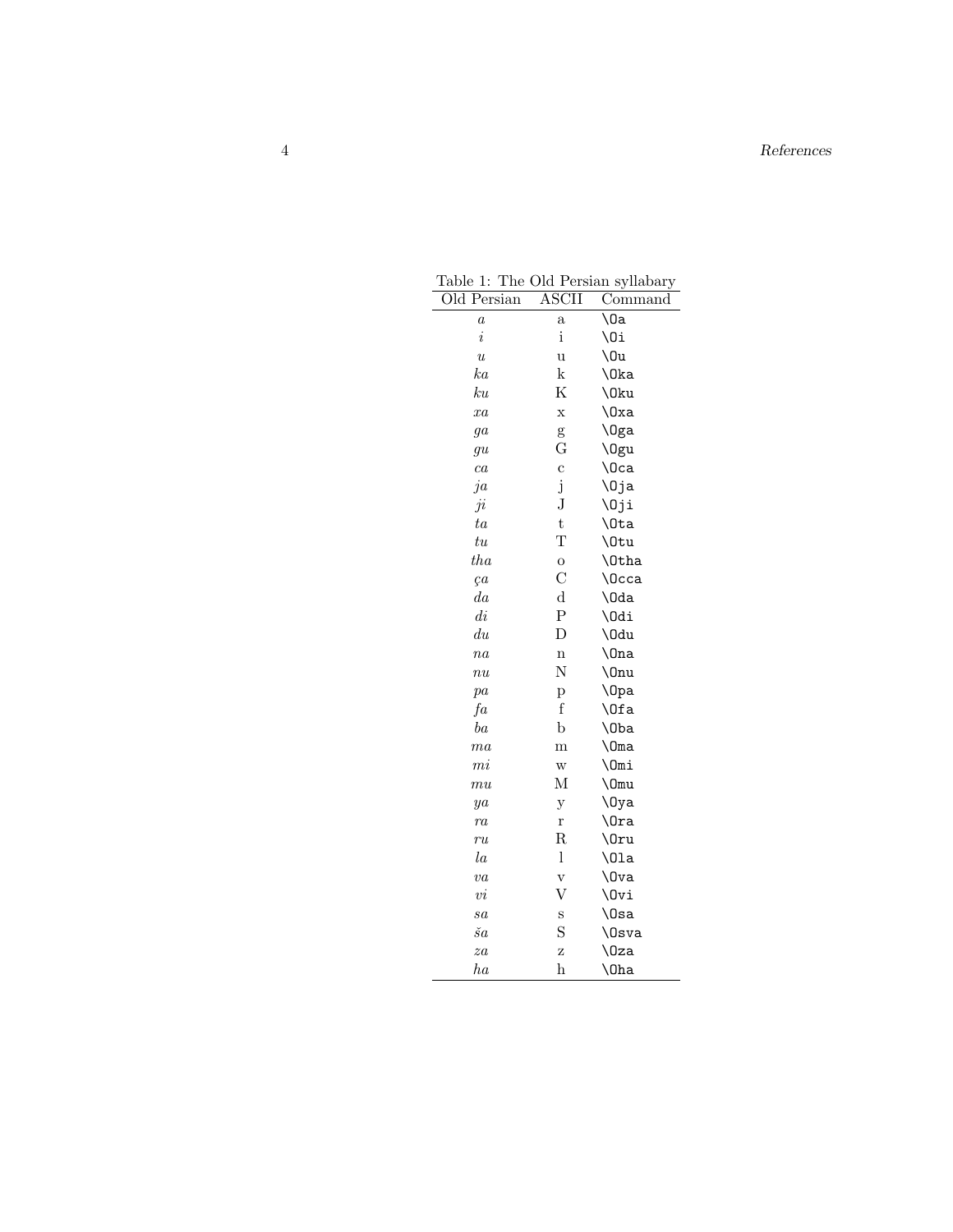Table 1: The Old Persian syllabary

| Old Persian | ASCII | Command |
|---|---|---|
| *a* | a | `\Oa` |
| *i* | i | `\Oi` |
| *u* | u | `\Ou` |
| *ka* | k | `\Oka` |
| *ku* | K | `\Oku` |
| *xa* | x | `\Oxa` |
| *ga* | g | `\Oga` |
| *gu* | G | `\Ogu` |
| *ca* | c | `\Oca` |
| *ja* | j | `\Oja` |
| *ji* | J | `\Oji` |
| *ta* | t | `\Ota` |
| *tu* | T | `\Otu` |
| *tha* | o | `\Otha` |
| *ça* | C | `\Occa` |
| *da* | d | `\Oda` |
| *di* | P | `\Odi` |
| *du* | D | `\Odu` |
| *na* | n | `\Ona` |
| *nu* | N | `\Onu` |
| *pa* | p | `\Opa` |
| *fa* | f | `\Ofa` |
| *ba* | b | `\Oba` |
| *ma* | m | `\Oma` |
| *mi* | w | `\Omi` |
| *mu* | M | `\Omu` |
| *ya* | y | `\Oya` |
| *ra* | r | `\Ora` |
| *ru* | R | `\Oru` |
| *la* | l | `\Ola` |
| *va* | v | `\Ova` |
| *vi* | V | `\Ovi` |
| *sa* | s | `\Osa` |
| *ša* | S | `\Osva` |
| *za* | z | `\Oza` |
| *ha* | h | `\Oha` |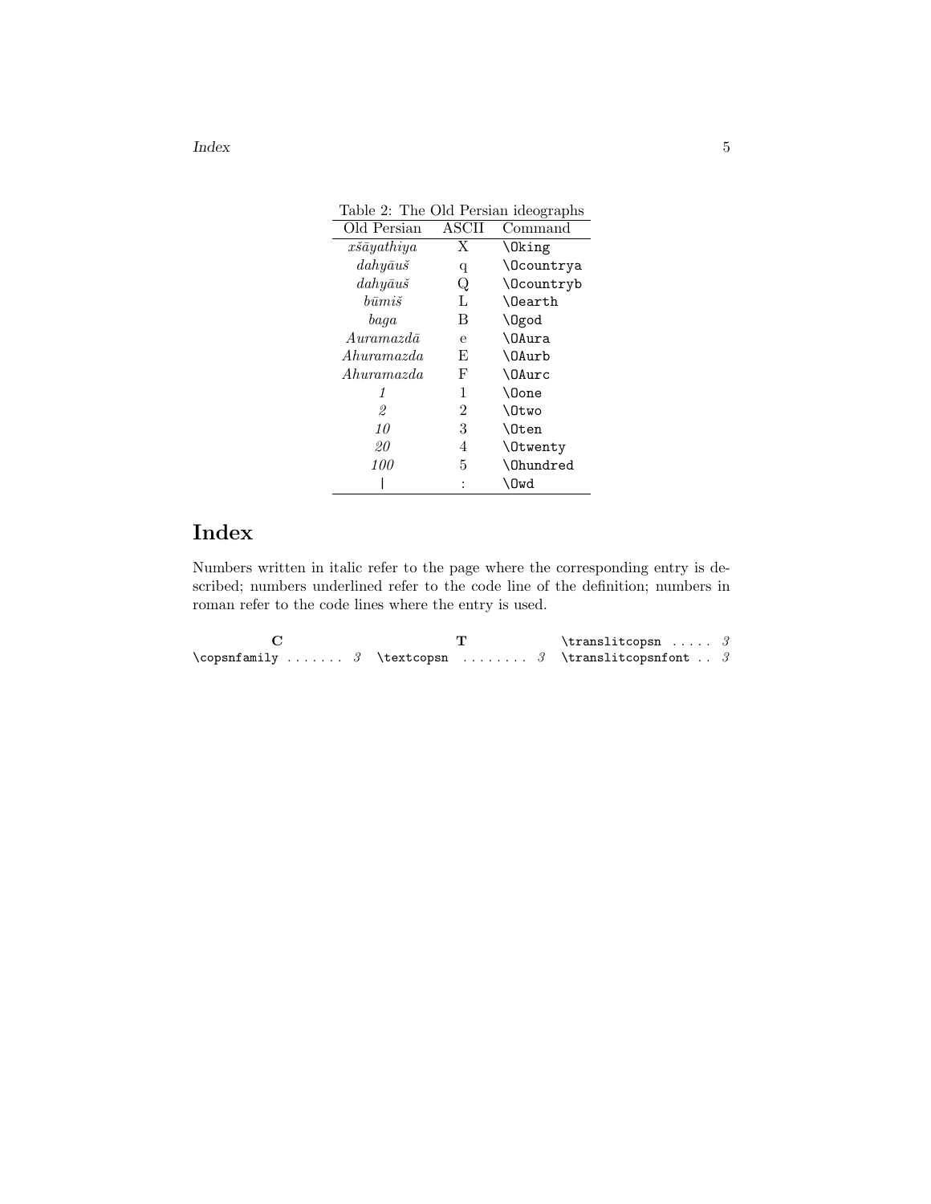Table 2: The Old Persian ideographs

| Old Persian | ASCII | Command |
|---|---|---|
| *xšāyathiya* | X | `\Oking` |
| *dahyāuš* | q | `\Ocountrya` |
| *dahyāuš* | Q | `\Ocountryb` |
| *būmiš* | L | `\Oearth` |
| *baga* | B | `\Ogod` |
| *Auramazdā* | e | `\OAura` |
| *Ahuramazda* | E | `\OAurb` |
| *Ahuramazda* | F | `\OAurc` |
| *1* | 1 | `\Oone` |
| *2* | 2 | `\Otwo` |
| *10* | 3 | `\Oten` |
| *20* | 4 | `\Otwenty` |
| *100* | 5 | `\Ohundred` |
| \| | : | `\Owd` |

# Index

Numbers written in italic refer to the page where the corresponding entry is described; numbers underlined refer to the code line of the definition; numbers in roman refer to the code lines where the entry is used.

**C**

`\copsnfamily` ....... *3*

**T**

`\textcopsn` ........ *3*

`\translitcopsn` ..... *3*

`\translitcopsnfont` .. *3*